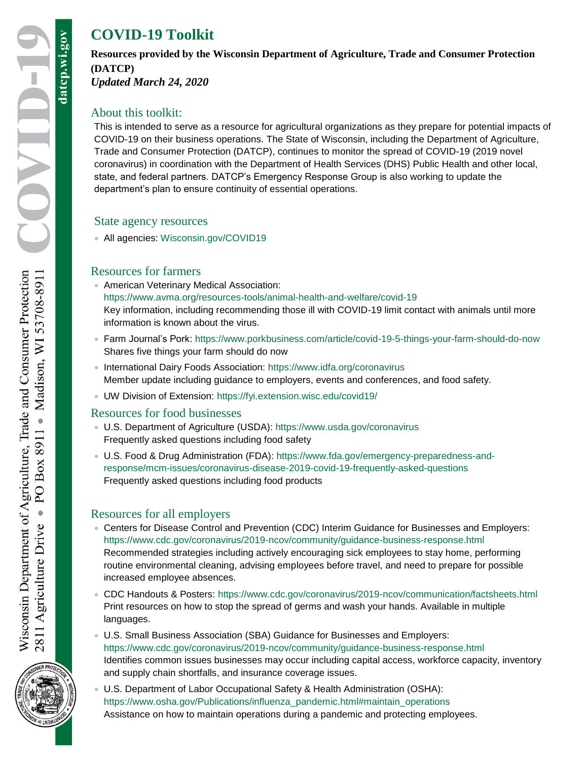# COVID-19 Toolkit

**Resources provided by the Wisconsin Department of Agriculture, Trade and Consumer Protection (DATCP)**
***Updated March 24, 2020***

## About this toolkit:

This is intended to serve as a resource for agricultural organizations as they prepare for potential impacts of COVID-19 on their business operations. The State of Wisconsin, including the Department of Agriculture, Trade and Consumer Protection (DATCP), continues to monitor the spread of COVID-19 (2019 novel coronavirus) in coordination with the Department of Health Services (DHS) Public Health and other local, state, and federal partners. DATCP's Emergency Response Group is also working to update the department's plan to ensure continuity of essential operations.

## State agency resources

- All agencies: Wisconsin.gov/COVID19

## Resources for farmers

- American Veterinary Medical Association: https://www.avma.org/resources-tools/animal-health-and-welfare/covid-19
  Key information, including recommending those ill with COVID-19 limit contact with animals until more information is known about the virus.
- Farm Journal's Pork: https://www.porkbusiness.com/article/covid-19-5-things-your-farm-should-do-now
  Shares five things your farm should do now
- International Dairy Foods Association: https://www.idfa.org/coronavirus
  Member update including guidance to employers, events and conferences, and food safety.
- UW Division of Extension: https://fyi.extension.wisc.edu/covid19/

## Resources for food businesses

- U.S. Department of Agriculture (USDA): https://www.usda.gov/coronavirus
  Frequently asked questions including food safety
- U.S. Food & Drug Administration (FDA): https://www.fda.gov/emergency-preparedness-and-response/mcm-issues/coronavirus-disease-2019-covid-19-frequently-asked-questions
  Frequently asked questions including food products

## Resources for all employers

- Centers for Disease Control and Prevention (CDC) Interim Guidance for Businesses and Employers: https://www.cdc.gov/coronavirus/2019-ncov/community/guidance-business-response.html
  Recommended strategies including actively encouraging sick employees to stay home, performing routine environmental cleaning, advising employees before travel, and need to prepare for possible increased employee absences.
- CDC Handouts & Posters: https://www.cdc.gov/coronavirus/2019-ncov/communication/factsheets.html
  Print resources on how to stop the spread of germs and wash your hands. Available in multiple languages.
- U.S. Small Business Association (SBA) Guidance for Businesses and Employers: https://www.cdc.gov/coronavirus/2019-ncov/community/guidance-business-response.html
  Identifies common issues businesses may occur including capital access, workforce capacity, inventory and supply chain shortfalls, and insurance coverage issues.
- U.S. Department of Labor Occupational Safety & Health Administration (OSHA): https://www.osha.gov/Publications/influenza_pandemic.html#maintain_operations
  Assistance on how to maintain operations during a pandemic and protecting employees.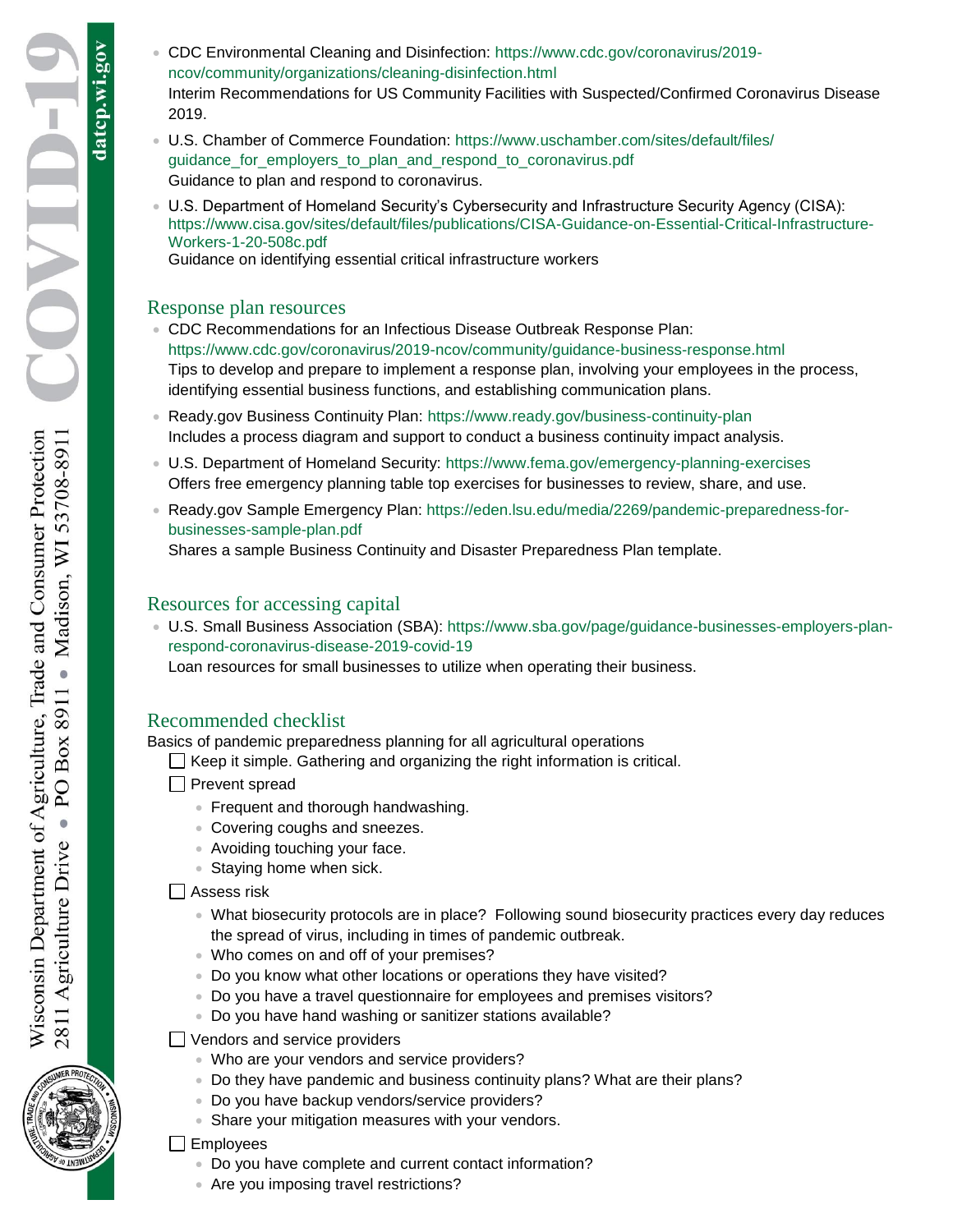- CDC Environmental Cleaning and Disinfection: https://www.cdc.gov/coronavirus/2019-ncov/community/organizations/cleaning-disinfection.html
  Interim Recommendations for US Community Facilities with Suspected/Confirmed Coronavirus Disease 2019.
- U.S. Chamber of Commerce Foundation: https://www.uschamber.com/sites/default/files/guidance_for_employers_to_plan_and_respond_to_coronavirus.pdf
  Guidance to plan and respond to coronavirus.
- U.S. Department of Homeland Security's Cybersecurity and Infrastructure Security Agency (CISA): https://www.cisa.gov/sites/default/files/publications/CISA-Guidance-on-Essential-Critical-Infrastructure-Workers-1-20-508c.pdf
  Guidance on identifying essential critical infrastructure workers

## Response plan resources

- CDC Recommendations for an Infectious Disease Outbreak Response Plan: https://www.cdc.gov/coronavirus/2019-ncov/community/guidance-business-response.html
  Tips to develop and prepare to implement a response plan, involving your employees in the process, identifying essential business functions, and establishing communication plans.
- Ready.gov Business Continuity Plan: https://www.ready.gov/business-continuity-plan
  Includes a process diagram and support to conduct a business continuity impact analysis.
- U.S. Department of Homeland Security: https://www.fema.gov/emergency-planning-exercises
  Offers free emergency planning table top exercises for businesses to review, share, and use.
- Ready.gov Sample Emergency Plan: https://eden.lsu.edu/media/2269/pandemic-preparedness-for-businesses-sample-plan.pdf
  Shares a sample Business Continuity and Disaster Preparedness Plan template.

## Resources for accessing capital

- U.S. Small Business Association (SBA): https://www.sba.gov/page/guidance-businesses-employers-plan-respond-coronavirus-disease-2019-covid-19
  Loan resources for small businesses to utilize when operating their business.

## Recommended checklist

Basics of pandemic preparedness planning for all agricultural operations

- [ ] Keep it simple. Gathering and organizing the right information is critical.
- [ ] Prevent spread
  - Frequent and thorough handwashing.
  - Covering coughs and sneezes.
  - Avoiding touching your face.
  - Staying home when sick.
- [ ] Assess risk
  - What biosecurity protocols are in place? Following sound biosecurity practices every day reduces the spread of virus, including in times of pandemic outbreak.
  - Who comes on and off of your premises?
  - Do you know what other locations or operations they have visited?
  - Do you have a travel questionnaire for employees and premises visitors?
  - Do you have hand washing or sanitizer stations available?
- [ ] Vendors and service providers
  - Who are your vendors and service providers?
  - Do they have pandemic and business continuity plans? What are their plans?
  - Do you have backup vendors/service providers?
  - Share your mitigation measures with your vendors.
- [ ] Employees
  - Do you have complete and current contact information?
  - Are you imposing travel restrictions?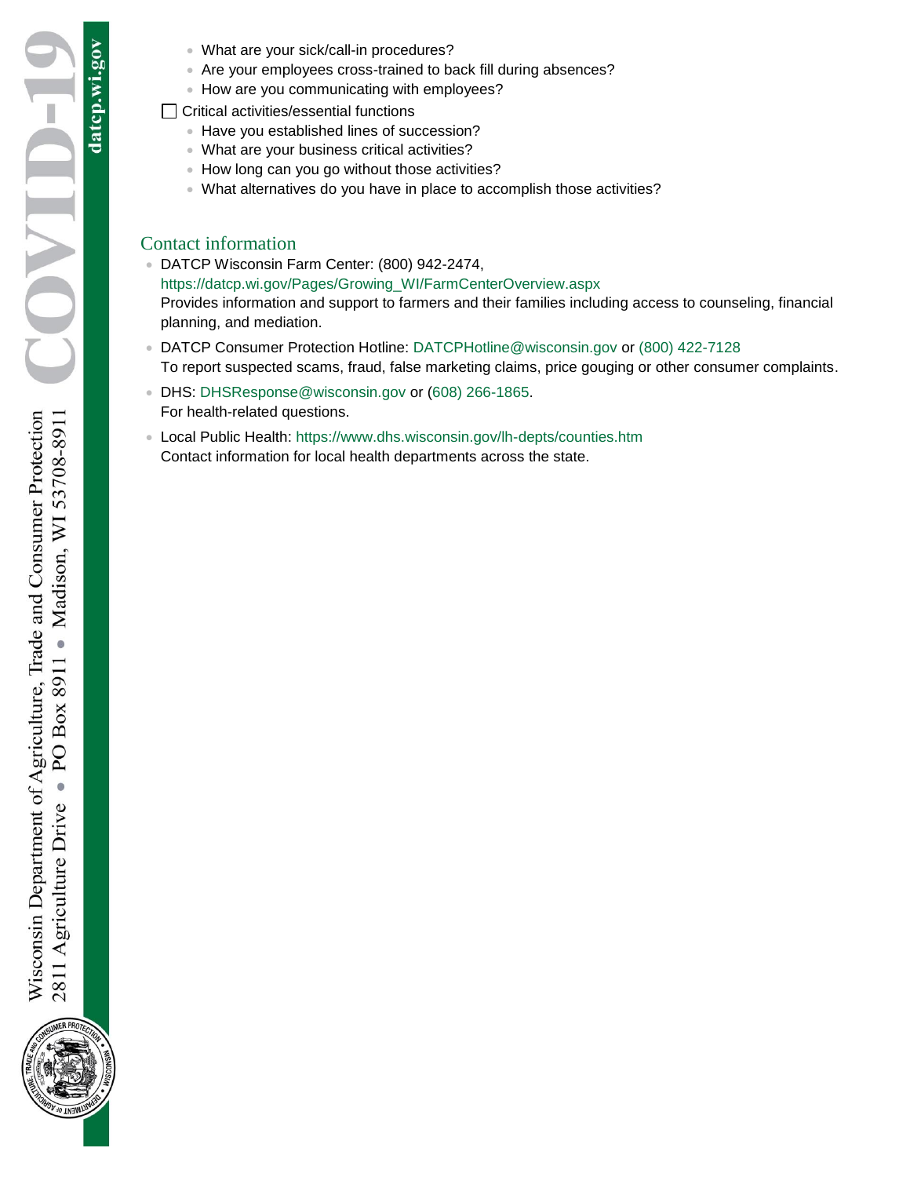- What are your sick/call-in procedures?
- Are your employees cross-trained to back fill during absences?
- How are you communicating with employees?

☐ Critical activities/essential functions

- Have you established lines of succession?
- What are your business critical activities?
- How long can you go without those activities?
- What alternatives do you have in place to accomplish those activities?

## Contact information

- DATCP Wisconsin Farm Center: (800) 942-2474, https://datcp.wi.gov/Pages/Growing_WI/FarmCenterOverview.aspx
  Provides information and support to farmers and their families including access to counseling, financial planning, and mediation.
- DATCP Consumer Protection Hotline: DATCPHotline@wisconsin.gov or (800) 422-7128
  To report suspected scams, fraud, false marketing claims, price gouging or other consumer complaints.
- DHS: DHSResponse@wisconsin.gov or (608) 266-1865.
  For health-related questions.
- Local Public Health: https://www.dhs.wisconsin.gov/lh-depts/counties.htm
  Contact information for local health departments across the state.